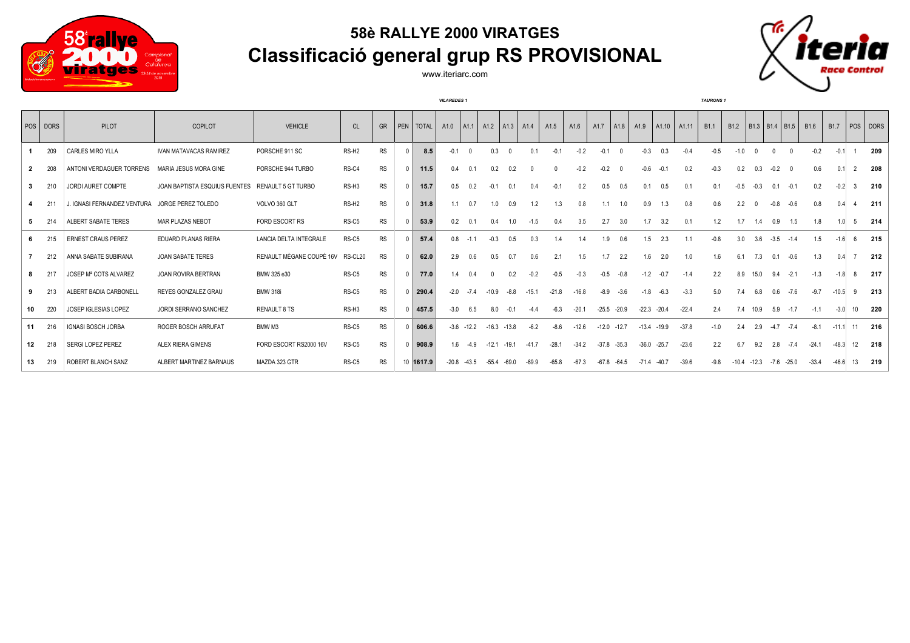# 58è RALLYE 2000 VIRATGES

## Classificació general grup RS PROVISIONAL

www.iteriarc.com

| POS | DORS | PILOT | COPILOT | VEHICLE | CL | GR | PEN | TOTAL | A1.0 | A1.1 | A1.2 | A1.3 | A1.4 | A1.5 | A1.6 | A1.7 | A1.8 | A1.9 | A1.10 | A1.11 | B1.1 | B1.2 | B1.3 | B1.4 | B1.5 | B1.6 | B1.7 | POS | DORS |
|---|---|---|---|---|---|---|---|---|---|---|---|---|---|---|---|---|---|---|---|---|---|---|---|---|---|---|---|---|---|
| | | | | | | | | | VILAREDES 1 | | | | | | | | | | | | TAURONS 1 | | | | | | | | |
| 1 | 209 | CARLES MIRO YLLA | IVAN MATAVACAS RAMIREZ | PORSCHE 911 SC | RS-H2 | RS | 0 | 8.5 | -0.1 | 0 | 0.3 | 0 | 0.1 | -0.1 | -0.2 | -0.1 | 0 | -0.3 | 0.3 | -0.4 | -0.5 | -1.0 | 0 | 0 | 0 | -0.2 | -0.1 | 1 | 209 |
| 2 | 208 | ANTONI VERDAGUER TORRENS | MARIA JESUS MORA GINE | PORSCHE 944 TURBO | RS-C4 | RS | 0 | 11.5 | 0.4 | 0.1 | 0.2 | 0.2 | 0 | 0 | -0.2 | -0.2 | 0 | -0.6 | -0.1 | 0.2 | -0.3 | 0.2 | 0.3 | -0.2 | 0 | 0.6 | 0.1 | 2 | 208 |
| 3 | 210 | JORDI AURET COMPTE | JOAN BAPTISTA ESQUIUS FUENTES | RENAULT 5 GT TURBO | RS-H3 | RS | 0 | 15.7 | 0.5 | 0.2 | -0.1 | 0.1 | 0.4 | -0.1 | 0.2 | 0.5 | 0.5 | 0.1 | 0.5 | 0.1 | 0.1 | -0.5 | -0.3 | 0.1 | -0.1 | 0.2 | -0.2 | 3 | 210 |
| 4 | 211 | J. IGNASI FERNANDEZ VENTURA | JORGE PEREZ TOLEDO | VOLVO 360 GLT | RS-H2 | RS | 0 | 31.8 | 1.1 | 0.7 | 1.0 | 0.9 | 1.2 | 1.3 | 0.8 | 1.1 | 1.0 | 0.9 | 1.3 | 0.8 | 0.6 | 2.2 | 0 | -0.8 | -0.6 | 0.8 | 0.4 | 4 | 211 |
| 5 | 214 | ALBERT SABATE TERES | MAR PLAZAS NEBOT | FORD ESCORT RS | RS-C5 | RS | 0 | 53.9 | 0.2 | 0.1 | 0.4 | 1.0 | -1.5 | 0.4 | 3.5 | 2.7 | 3.0 | 1.7 | 3.2 | 0.1 | 1.2 | 1.7 | 1.4 | 0.9 | 1.5 | 1.8 | 1.0 | 5 | 214 |
| 6 | 215 | ERNEST CRAUS PEREZ | EDUARD PLANAS RIERA | LANCIA DELTA INTEGRALE | RS-C5 | RS | 0 | 57.4 | 0.8 | -1.1 | -0.3 | 0.5 | 0.3 | 1.4 | 1.4 | 1.9 | 0.6 | 1.5 | 2.3 | 1.1 | -0.8 | 3.0 | 3.6 | -3.5 | -1.4 | 1.5 | -1.6 | 6 | 215 |
| 7 | 212 | ANNA SABATE SUBIRANA | JOAN SABATE TERES | RENAULT MÈGANE COUPÉ 16V | RS-CL20 | RS | 0 | 62.0 | 2.9 | 0.6 | 0.5 | 0.7 | 0.6 | 2.1 | 1.5 | 1.7 | 2.2 | 1.6 | 2.0 | 1.0 | 1.6 | 6.1 | 7.3 | 0.1 | -0.6 | 1.3 | 0.4 | 7 | 212 |
| 8 | 217 | JOSEP Mª COTS ALVAREZ | JOAN ROVIRA BERTRAN | BMW 325 e30 | RS-C5 | RS | 0 | 77.0 | 1.4 | 0.4 | 0 | 0.2 | -0.2 | -0.5 | -0.3 | -0.5 | -0.8 | -1.2 | -0.7 | -1.4 | 2.2 | 8.9 | 15.0 | 9.4 | -2.1 | -1.3 | -1.8 | 8 | 217 |
| 9 | 213 | ALBERT BADIA CARBONELL | REYES GONZALEZ GRAU | BMW 318i | RS-C5 | RS | 0 | 290.4 | -2.0 | -7.4 | -10.9 | -8.8 | -15.1 | -21.8 | -16.8 | -8.9 | -3.6 | -1.8 | -6.3 | -3.3 | 5.0 | 7.4 | 6.8 | 0.6 | -7.6 | -9.7 | -10.5 | 9 | 213 |
| 10 | 220 | JOSEP IGLESIAS LOPEZ | JORDI SERRANO SANCHEZ | RENAULT 8 TS | RS-H3 | RS | 0 | 457.5 | -3.0 | 6.5 | 8.0 | -0.1 | -4.4 | -6.3 | -20.1 | -25.5 | -20.9 | -22.3 | -20.4 | -22.4 | 2.4 | 7.4 | 10.9 | 5.9 | -1.7 | -1.1 | -3.0 | 10 | 220 |
| 11 | 216 | IGNASI BOSCH JORBA | ROGER BOSCH ARRUFAT | BMW M3 | RS-C5 | RS | 0 | 606.6 | -3.6 | -12.2 | -16.3 | -13.8 | -6.2 | -8.6 | -12.6 | -12.0 | -12.7 | -13.4 | -19.9 | -37.8 | -1.0 | 2.4 | 2.9 | -4.7 | -7.4 | -8.1 | -11.1 | 11 | 216 |
| 12 | 218 | SERGI LOPEZ PEREZ | ALEX RIERA GIMENS | FORD ESCORT RS2000 16V | RS-C5 | RS | 0 | 908.9 | 1.6 | -4.9 | -12.1 | -19.1 | -41.7 | -28.1 | -34.2 | -37.8 | -35.3 | -36.0 | -25.7 | -23.6 | 2.2 | 6.7 | 9.2 | 2.8 | -7.4 | -24.1 | -48.3 | 12 | 218 |
| 13 | 219 | ROBERT BLANCH SANZ | ALBERT MARTINEZ BARNAUS | MAZDA 323 GTR | RS-C5 | RS | 10 | 1617.9 | -20.8 | -43.5 | -55.4 | -69.0 | -69.9 | -65.8 | -67.3 | -67.8 | -64.5 | -71.4 | -40.7 | -39.6 | -9.8 | -10.4 | -12.3 | -7.6 | -25.0 | -33.4 | -46.6 | 13 | 219 |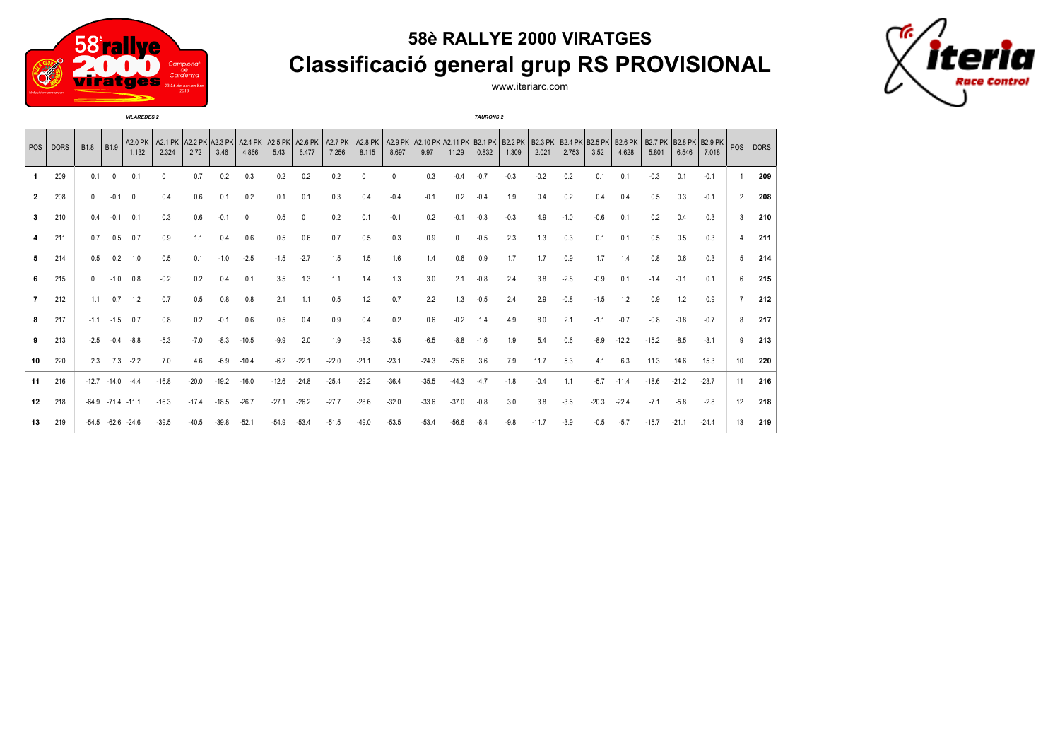# 58è RALLYE 2000 VIRATGES

## Classificació general grup RS PROVISIONAL

www.iteriarc.com

*VILAREDES 2* — *TAURONS 2*

| POS | DORS | B1.8 | B1.9 | A2.0 PK 1.132 | A2.1 PK 2.324 | A2.2 PK 2.72 | A2.3 PK 3.46 | A2.4 PK 4.866 | A2.5 PK 5.43 | A2.6 PK 6.477 | A2.7 PK 7.256 | A2.8 PK 8.115 | A2.9 PK 8.697 | A2.10 PK 9.97 | A2.11 PK 11.29 | B2.1 PK 0.832 | B2.2 PK 1.309 | B2.3 PK 2.021 | B2.4 PK 2.753 | B2.5 PK 3.52 | B2.6 PK 4.628 | B2.7 PK 5.801 | B2.8 PK 6.546 | B2.9 PK 7.018 | POS | DORS |
|---|---|---|---|---|---|---|---|---|---|---|---|---|---|---|---|---|---|---|---|---|---|---|---|---|---|---|
| **1** | 209 | 0.1 | 0 | 0.1 | 0 | 0.7 | 0.2 | 0.3 | 0.2 | 0.2 | 0.2 | 0 | 0 | 0.3 | -0.4 | -0.7 | -0.3 | -0.2 | 0.2 | 0.1 | 0.1 | -0.3 | 0.1 | -0.1 | 1 | **209** |
| **2** | 208 | 0 | -0.1 | 0 | 0.4 | 0.6 | 0.1 | 0.2 | 0.1 | 0.1 | 0.3 | 0.4 | -0.4 | -0.1 | 0.2 | -0.4 | 1.9 | 0.4 | 0.2 | 0.4 | 0.4 | 0.5 | 0.3 | -0.1 | 2 | **208** |
| **3** | 210 | 0.4 | -0.1 | 0.1 | 0.3 | 0.6 | -0.1 | 0 | 0.5 | 0 | 0.2 | 0.1 | -0.1 | 0.2 | -0.1 | -0.3 | -0.3 | 4.9 | -1.0 | -0.6 | 0.1 | 0.2 | 0.4 | 0.3 | 3 | **210** |
| **4** | 211 | 0.7 | 0.5 | 0.7 | 0.9 | 1.1 | 0.4 | 0.6 | 0.5 | 0.6 | 0.7 | 0.5 | 0.3 | 0.9 | 0 | -0.5 | 2.3 | 1.3 | 0.3 | 0.1 | 0.1 | 0.5 | 0.5 | 0.3 | 4 | **211** |
| **5** | 214 | 0.5 | 0.2 | 1.0 | 0.5 | 0.1 | -1.0 | -2.5 | -1.5 | -2.7 | 1.5 | 1.5 | 1.6 | 1.4 | 0.6 | 0.9 | 1.7 | 1.7 | 0.9 | 1.7 | 1.4 | 0.8 | 0.6 | 0.3 | 5 | **214** |
| **6** | 215 | 0 | -1.0 | 0.8 | -0.2 | 0.2 | 0.4 | 0.1 | 3.5 | 1.3 | 1.1 | 1.4 | 1.3 | 3.0 | 2.1 | -0.8 | 2.4 | 3.8 | -2.8 | -0.9 | 0.1 | -1.4 | -0.1 | 0.1 | 6 | **215** |
| **7** | 212 | 1.1 | 0.7 | 1.2 | 0.7 | 0.5 | 0.8 | 0.8 | 2.1 | 1.1 | 0.5 | 1.2 | 0.7 | 2.2 | 1.3 | -0.5 | 2.4 | 2.9 | -0.8 | -1.5 | 1.2 | 0.9 | 1.2 | 0.9 | 7 | **212** |
| **8** | 217 | -1.1 | -1.5 | 0.7 | 0.8 | 0.2 | -0.1 | 0.6 | 0.5 | 0.4 | 0.9 | 0.4 | 0.2 | 0.6 | -0.2 | 1.4 | 4.9 | 8.0 | 2.1 | -1.1 | -0.7 | -0.8 | -0.8 | -0.7 | 8 | **217** |
| **9** | 213 | -2.5 | -0.4 | -8.8 | -5.3 | -7.0 | -8.3 | -10.5 | -9.9 | 2.0 | 1.9 | -3.3 | -3.5 | -6.5 | -8.8 | -1.6 | 1.9 | 5.4 | 0.6 | -8.9 | -12.2 | -15.2 | -8.5 | -3.1 | 9 | **213** |
| **10** | 220 | 2.3 | 7.3 | -2.2 | 7.0 | 4.6 | -6.9 | -10.4 | -6.2 | -22.1 | -22.0 | -21.1 | -23.1 | -24.3 | -25.6 | 3.6 | 7.9 | 11.7 | 5.3 | 4.1 | 6.3 | 11.3 | 14.6 | 15.3 | 10 | **220** |
| **11** | 216 | -12.7 | -14.0 | -4.4 | -16.8 | -20.0 | -19.2 | -16.0 | -12.6 | -24.8 | -25.4 | -29.2 | -36.4 | -35.5 | -44.3 | -4.7 | -1.8 | -0.4 | 1.1 | -5.7 | -11.4 | -18.6 | -21.2 | -23.7 | 11 | **216** |
| **12** | 218 | -64.9 | -71.4 | -11.1 | -16.3 | -17.4 | -18.5 | -26.7 | -27.1 | -26.2 | -27.7 | -28.6 | -32.0 | -33.6 | -37.0 | -0.8 | 3.0 | 3.8 | -3.6 | -20.3 | -22.4 | -7.1 | -5.8 | -2.8 | 12 | **218** |
| **13** | 219 | -54.5 | -62.6 | -24.6 | -39.5 | -40.5 | -39.8 | -52.1 | -54.9 | -53.4 | -51.5 | -49.0 | -53.5 | -53.4 | -56.6 | -8.4 | -9.8 | -11.7 | -3.9 | -0.5 | -5.7 | -15.7 | -21.1 | -24.4 | 13 | **219** |